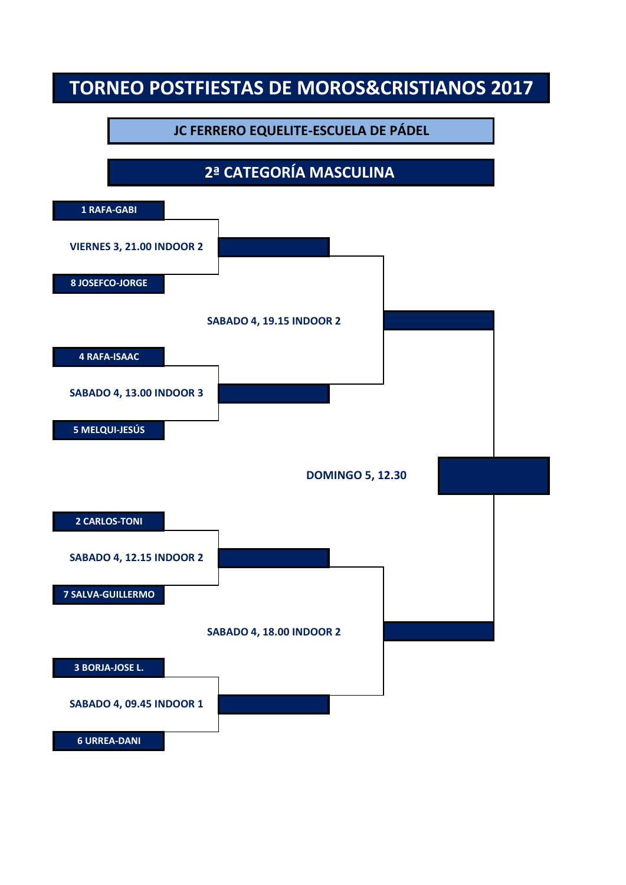# TORNEO POSTFIESTAS DE MOROS&CRISTIANOS 2017

## JC FERRERO EQUELITE-ESCUELA DE PÁDEL

## 2ª CATEGORÍA MASCULINA

**1 RAFA-GABI**

**VIERNES 3, 21.00 INDOOR 2**

**8 JOSEFCO-JORGE**

**SABADO 4, 19.15 INDOOR 2**

**4 RAFA-ISAAC**

**SABADO 4, 13.00 INDOOR 3**

**5 MELQUI-JESÚS**

**DOMINGO 5, 12.30**

**2 CARLOS-TONI**

**SABADO 4, 12.15 INDOOR 2**

**7 SALVA-GUILLERMO**

**SABADO 4, 18.00 INDOOR 2**

**3 BORJA-JOSE L.**

**SABADO 4, 09.45 INDOOR 1**

**6 URREA-DANI**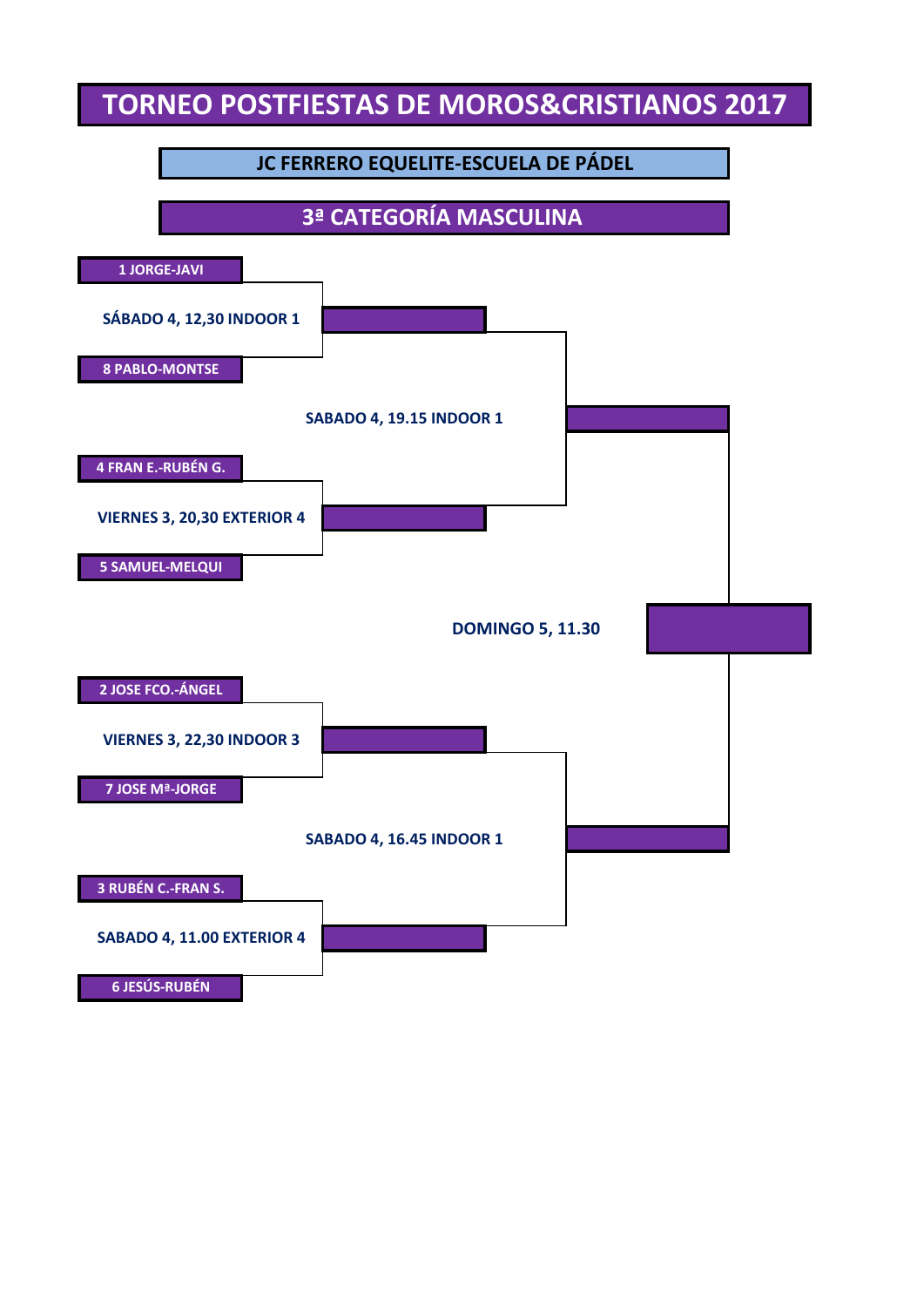# TORNEO POSTFIESTAS DE MOROS&CRISTIANOS 2017

## JC FERRERO EQUELITE-ESCUELA DE PÁDEL

## 3ª CATEGORÍA MASCULINA

**1 JORGE-JAVI**

SÁBADO 4, 12,30 INDOOR 1

**8 PABLO-MONTSE**

SABADO 4, 19.15 INDOOR 1

**4 FRAN E.-RUBÉN G.**

VIERNES 3, 20,30 EXTERIOR 4

**5 SAMUEL-MELQUI**

DOMINGO 5, 11.30

**2 JOSE FCO.-ÁNGEL**

VIERNES 3, 22,30 INDOOR 3

**7 JOSE Mª-JORGE**

SABADO 4, 16.45 INDOOR 1

**3 RUBÉN C.-FRAN S.**

SABADO 4, 11.00 EXTERIOR 4

**6 JESÚS-RUBÉN**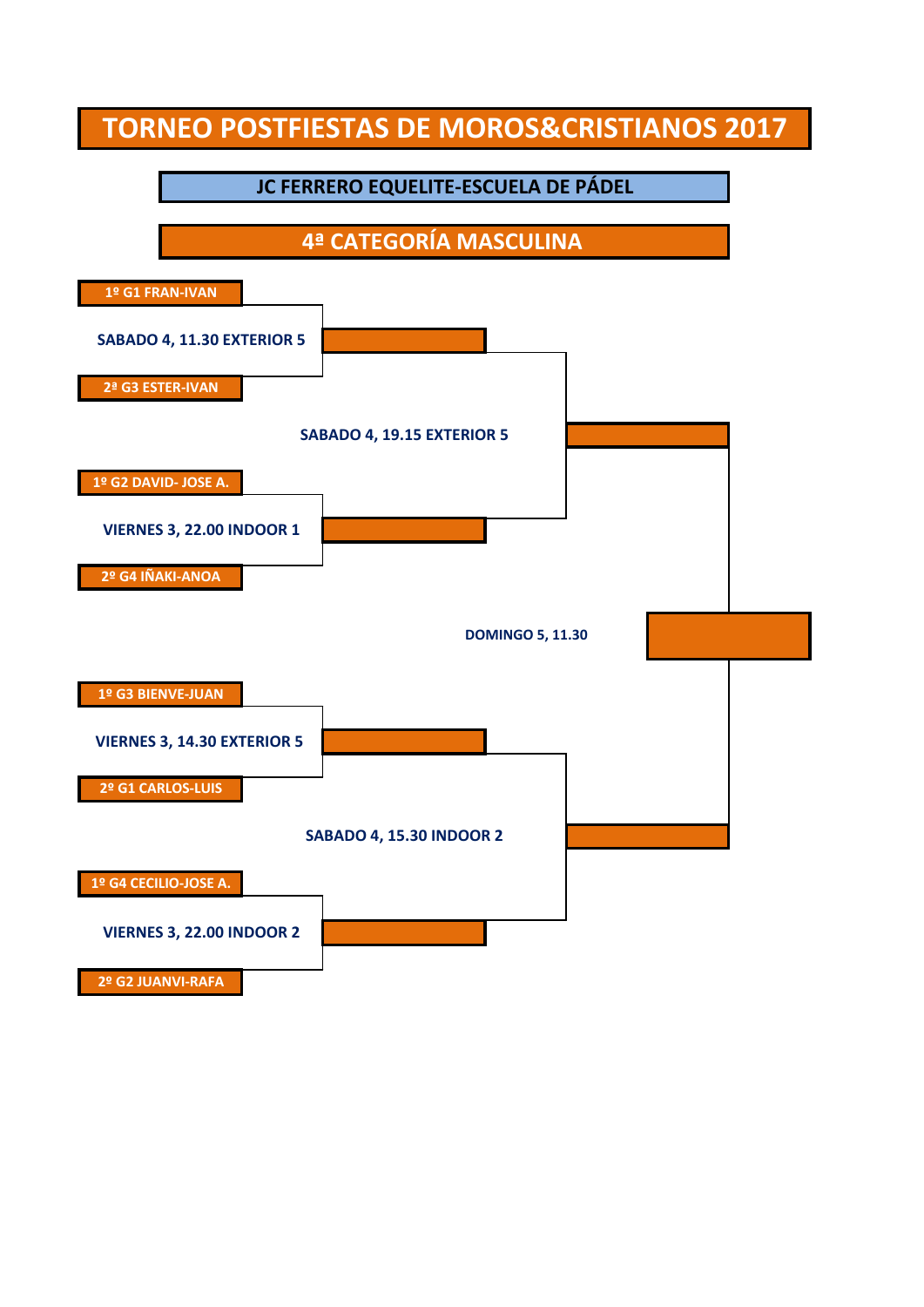# TORNEO POSTFIESTAS DE MOROS&CRISTIANOS 2017

## JC FERRERO EQUELITE-ESCUELA DE PÁDEL

## 4ª CATEGORÍA MASCULINA

1º G1 FRAN-IVAN

SABADO 4, 11.30 EXTERIOR 5

2ª G3 ESTER-IVAN

SABADO 4, 19.15 EXTERIOR 5

1º G2 DAVID- JOSE A.

VIERNES 3, 22.00 INDOOR 1

2º G4 IÑAKI-ANOA

DOMINGO 5, 11.30

1º G3 BIENVE-JUAN

VIERNES 3, 14.30 EXTERIOR 5

2º G1 CARLOS-LUIS

SABADO 4, 15.30 INDOOR 2

1º G4 CECILIO-JOSE A.

VIERNES 3, 22.00 INDOOR 2

2º G2 JUANVI-RAFA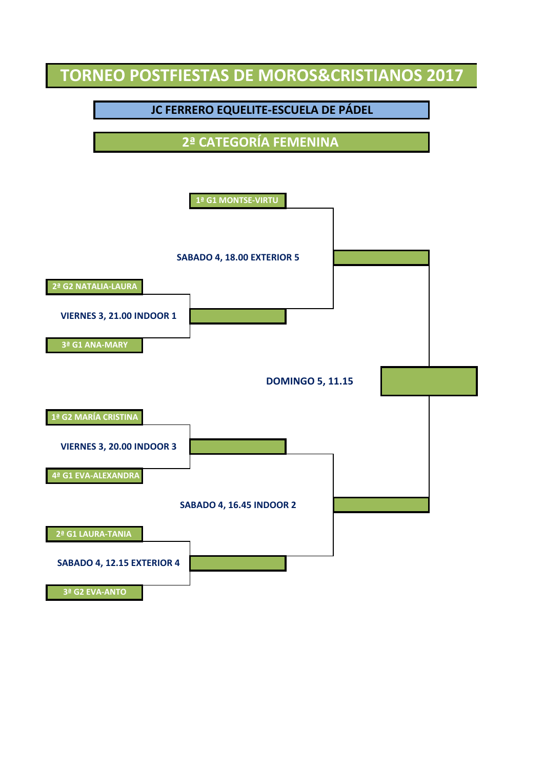# TORNEO POSTFIESTAS DE MOROS&CRISTIANOS 2017

## JC FERRERO EQUELITE-ESCUELA DE PÁDEL

## 2ª CATEGORÍA FEMENINA

1ª G1 MONTSE-VIRTU

SABADO 4, 18.00 EXTERIOR 5

2ª G2 NATALIA-LAURA

VIERNES 3, 21.00 INDOOR 1

3ª G1 ANA-MARY

DOMINGO 5, 11.15

1ª G2 MARÍA CRISTINA

VIERNES 3, 20.00 INDOOR 3

4ª G1 EVA-ALEXANDRA

SABADO 4, 16.45 INDOOR 2

2ª G1 LAURA-TANIA

SABADO 4, 12.15 EXTERIOR 4

3ª G2 EVA-ANTO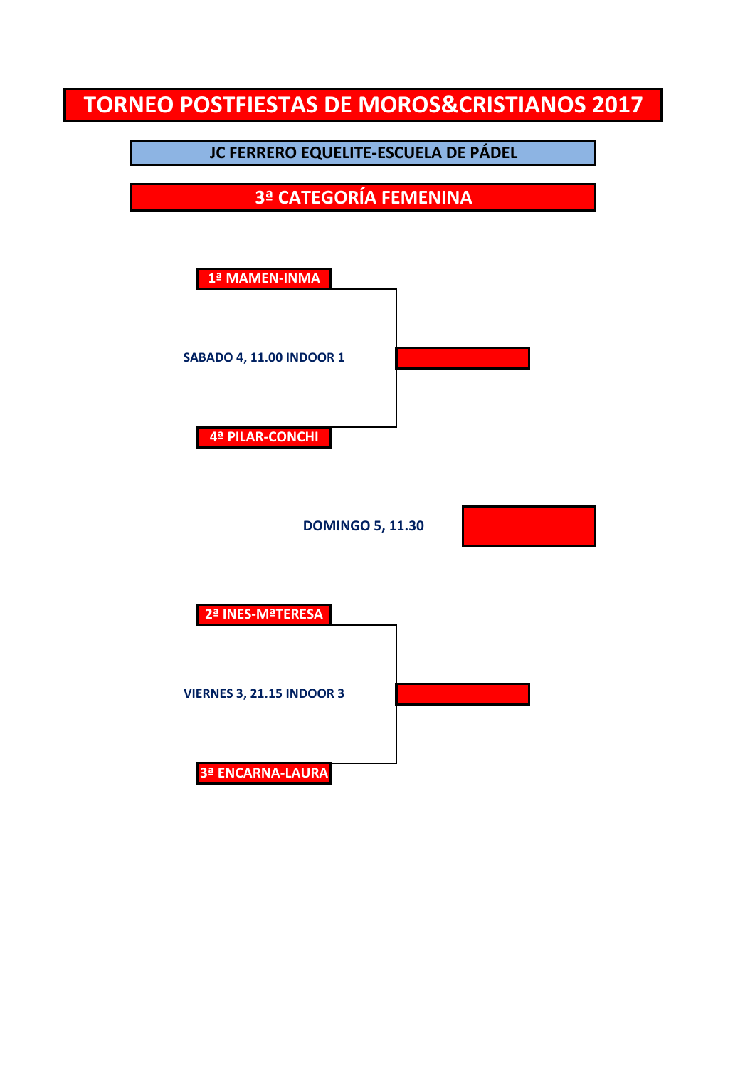# TORNEO POSTFIESTAS DE MOROS&CRISTIANOS 2017

## JC FERRERO EQUELITE-ESCUELA DE PÁDEL

## 3ª CATEGORÍA FEMENINA

**1ª MAMEN-INMA**

**SABADO 4, 11.00 INDOOR 1**

**4ª PILAR-CONCHI**

**DOMINGO 5, 11.30**

**2ª INES-MªTERESA**

**VIERNES 3, 21.15 INDOOR 3**

**3ª ENCARNA-LAURA**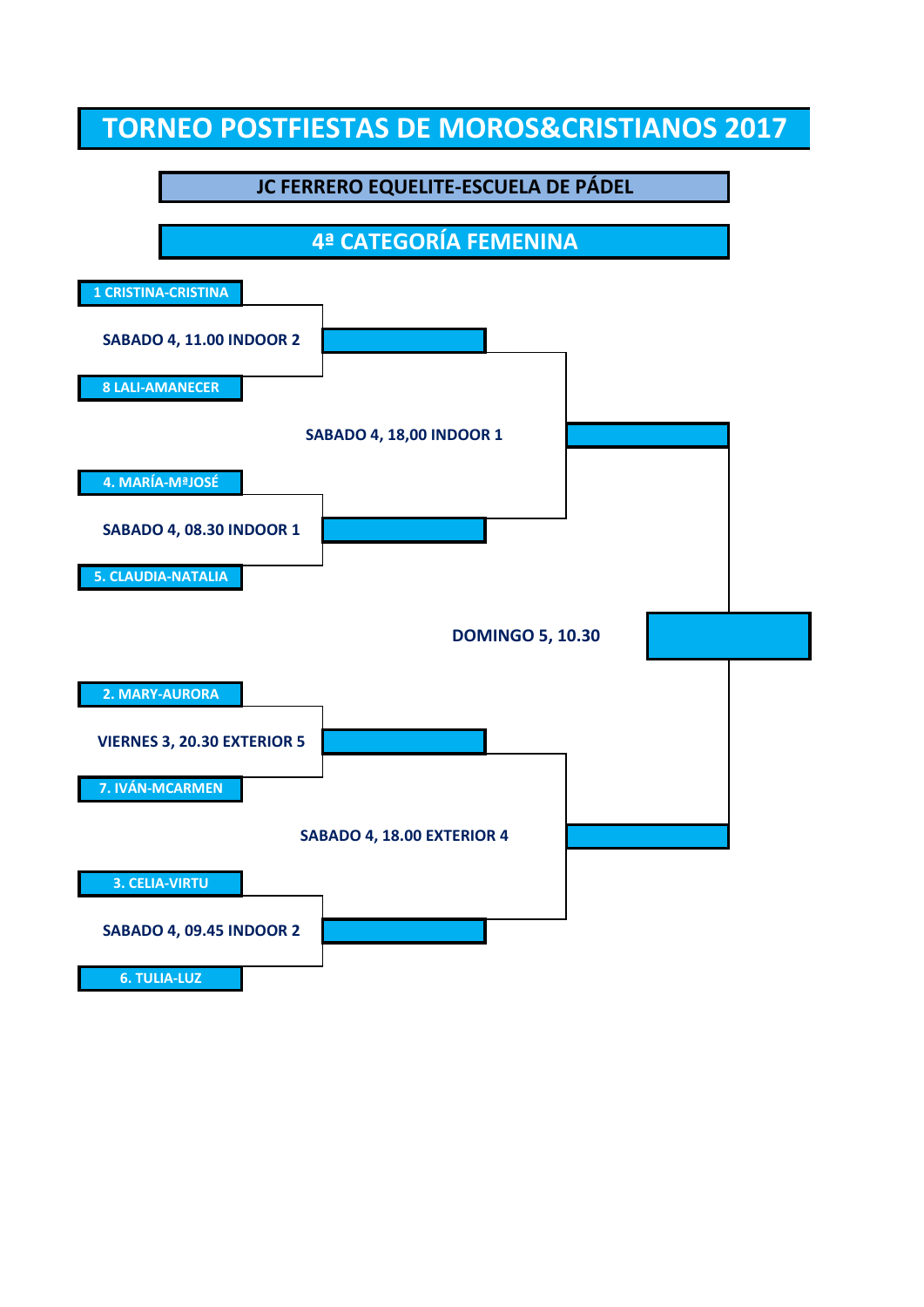# TORNEO POSTFIESTAS DE MOROS&CRISTIANOS 2017

## JC FERRERO EQUELITE-ESCUELA DE PÁDEL

## 4ª CATEGORÍA FEMENINA

1 CRISTINA-CRISTINA

SABADO 4, 11.00 INDOOR 2

8 LALI-AMANECER

SABADO 4, 18,00 INDOOR 1

4. MARÍA-MªJOSÉ

SABADO 4, 08.30 INDOOR 1

5. CLAUDIA-NATALIA

DOMINGO 5, 10.30

2. MARY-AURORA

VIERNES 3, 20.30 EXTERIOR 5

7. IVÁN-MCARMEN

SABADO 4, 18.00 EXTERIOR 4

3. CELIA-VIRTU

SABADO 4, 09.45 INDOOR 2

6. TULIA-LUZ